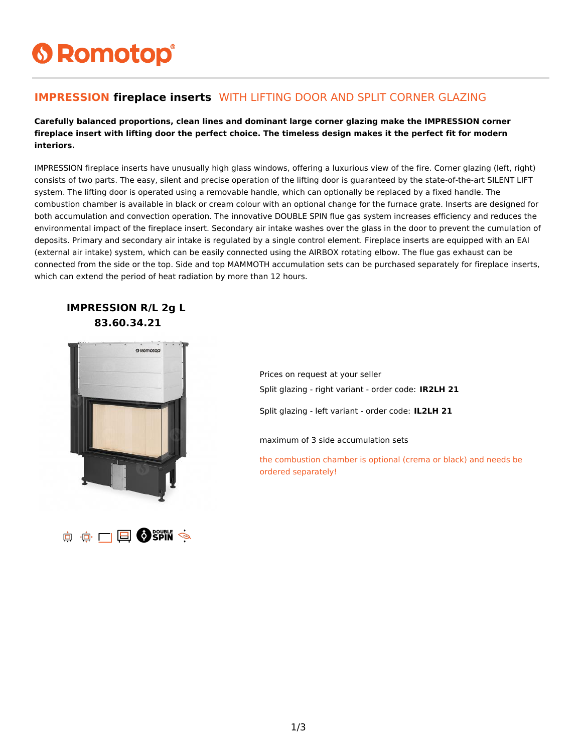# Romotop

## IMPRESSION fireplace inserts WITH LIFTING DOOR AND SPLIT CORNER GLAZING

**Carefully balanced proportions, clean lines and dominant large corner glazing make the IMPRESSION corner fireplace insert with lifting door the perfect choice. The timeless design makes it the perfect fit for modern interiors.**

IMPRESSION fireplace inserts have unusually high glass windows, offering a luxurious view of the fire. Corner glazing (left, right) consists of two parts. The easy, silent and precise operation of the lifting door is guaranteed by the state-of-the-art SILENT LIFT system. The lifting door is operated using a removable handle, which can optionally be replaced by a fixed handle. The combustion chamber is available in black or cream colour with an optional change for the furnace grate. Inserts are designed for both accumulation and convection operation. The innovative DOUBLE SPIN flue gas system increases efficiency and reduces the environmental impact of the fireplace insert. Secondary air intake washes over the glass in the door to prevent the cumulation of deposits. Primary and secondary air intake is regulated by a single control element. Fireplace inserts are equipped with an EAI (external air intake) system, which can be easily connected using the AIRBOX rotating elbow. The flue gas exhaust can be connected from the side or the top. Side and top MAMMOTH accumulation sets can be purchased separately for fireplace inserts, which can extend the period of heat radiation by more than 12 hours.

### IMPRESSION R/L 2g L
### 83.60.34.21

Prices on request at your seller

Split glazing - right variant - order code: **IR2LH 21**

Split glazing - left variant - order code: **IL2LH 21**

maximum of 3 side accumulation sets

the combustion chamber is optional (crema or black) and needs be ordered separately!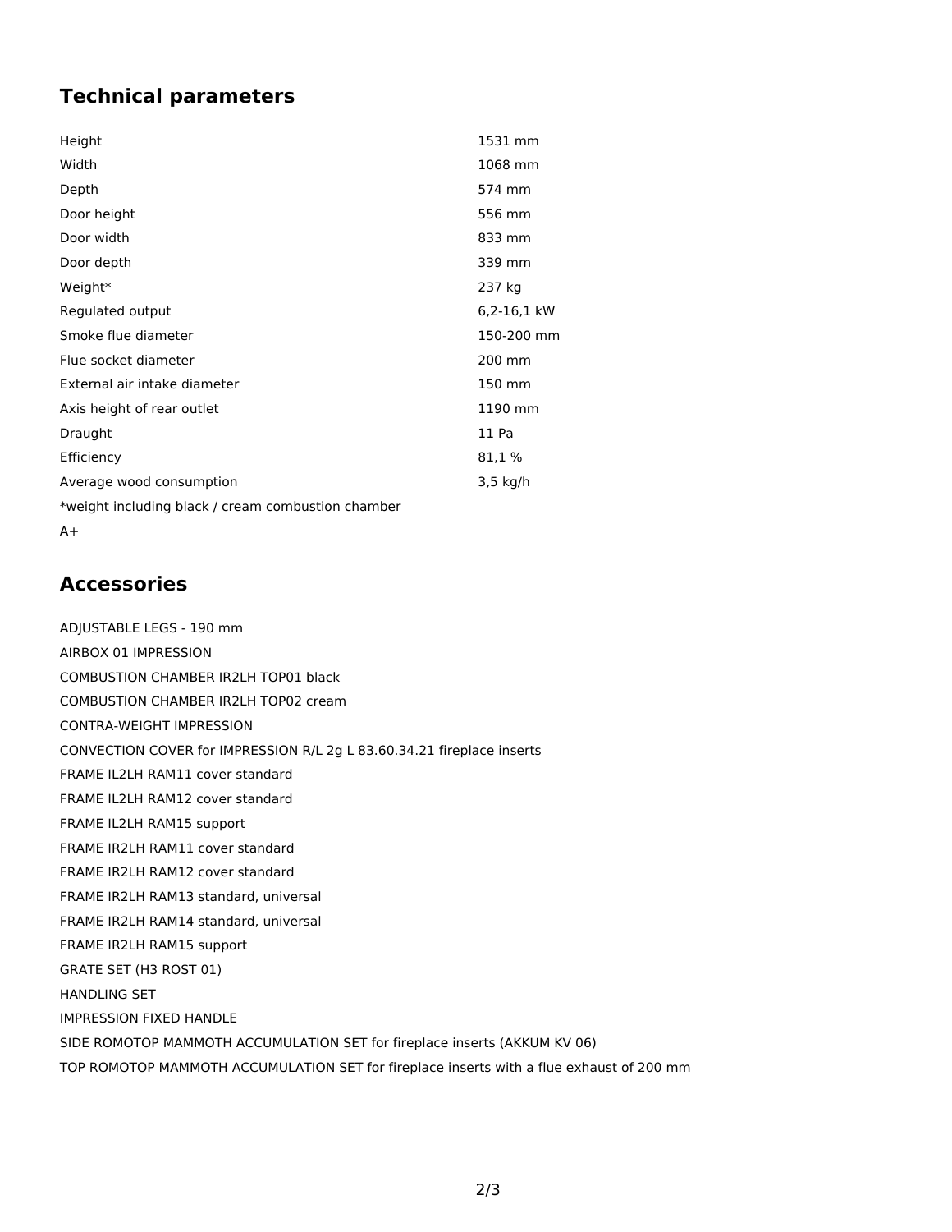## Technical parameters

| | |
|---|---|
| Height | 1531 mm |
| Width | 1068 mm |
| Depth | 574 mm |
| Door height | 556 mm |
| Door width | 833 mm |
| Door depth | 339 mm |
| Weight* | 237 kg |
| Regulated output | 6,2-16,1 kW |
| Smoke flue diameter | 150-200 mm |
| Flue socket diameter | 200 mm |
| External air intake diameter | 150 mm |
| Axis height of rear outlet | 1190 mm |
| Draught | 11 Pa |
| Efficiency | 81,1 % |
| Average wood consumption | 3,5 kg/h |

*weight including black / cream combustion chamber

A+

## Accessories

ADJUSTABLE LEGS - 190 mm

AIRBOX 01 IMPRESSION

COMBUSTION CHAMBER IR2LH TOP01 black

COMBUSTION CHAMBER IR2LH TOP02 cream

CONTRA-WEIGHT IMPRESSION

CONVECTION COVER for IMPRESSION R/L 2g L 83.60.34.21 fireplace inserts

FRAME IL2LH RAM11 cover standard

FRAME IL2LH RAM12 cover standard

FRAME IL2LH RAM15 support

FRAME IR2LH RAM11 cover standard

FRAME IR2LH RAM12 cover standard

FRAME IR2LH RAM13 standard, universal

FRAME IR2LH RAM14 standard, universal

FRAME IR2LH RAM15 support

GRATE SET (H3 ROST 01)

HANDLING SET

IMPRESSION FIXED HANDLE

SIDE ROMOTOP MAMMOTH ACCUMULATION SET for fireplace inserts (AKKUM KV 06)

TOP ROMOTOP MAMMOTH ACCUMULATION SET for fireplace inserts with a flue exhaust of 200 mm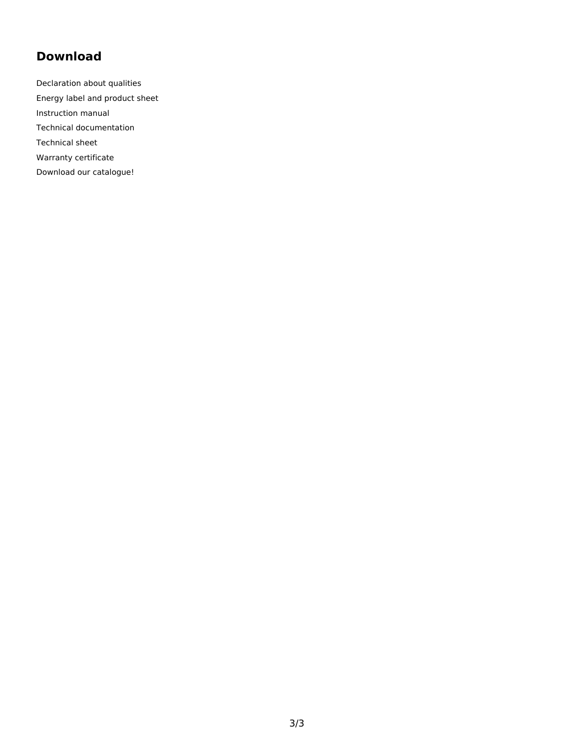## Download

Declaration about qualities

Energy label and product sheet

Instruction manual

Technical documentation

Technical sheet

Warranty certificate

Download our catalogue!